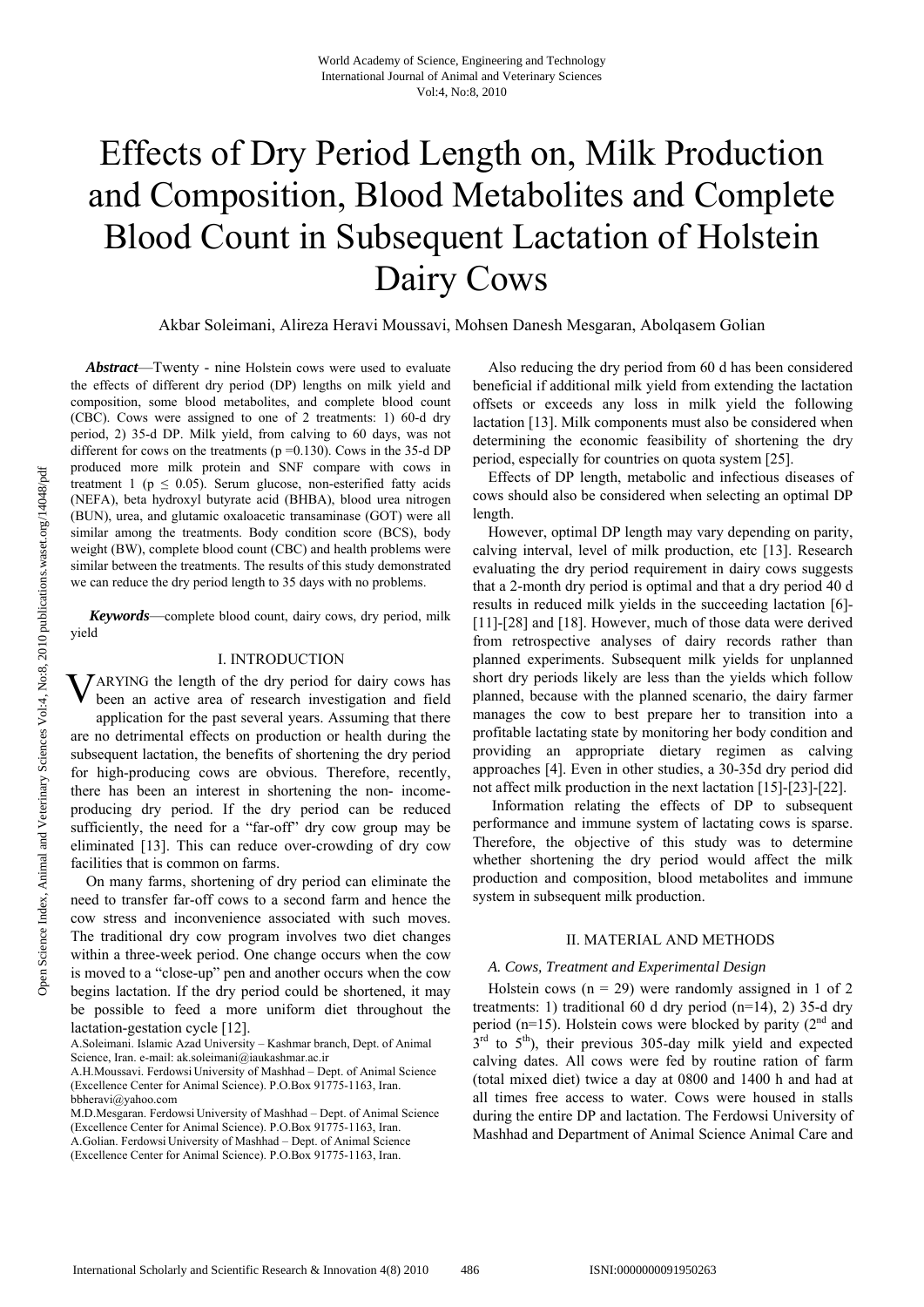# Effects of Dry Period Length on, Milk Production and Composition, Blood Metabolites and Complete Blood Count in Subsequent Lactation of Holstein Dairy Cows

Akbar Soleimani, Alireza Heravi Moussavi, Mohsen Danesh Mesgaran, Abolqasem Golian

***Abstract***—Twenty - nine Holstein cows were used to evaluate the effects of different dry period (DP) lengths on milk yield and composition, some blood metabolites, and complete blood count (CBC). Cows were assigned to one of 2 treatments: 1) 60-d dry period, 2) 35-d DP. Milk yield, from calving to 60 days, was not different for cows on the treatments (p =0.130). Cows in the 35-d DP produced more milk protein and SNF compare with cows in treatment 1 ($p \leq 0.05$). Serum glucose, non-esterified fatty acids (NEFA), beta hydroxyl butyrate acid (BHBA), blood urea nitrogen (BUN), urea, and glutamic oxaloacetic transaminase (GOT) were all similar among the treatments. Body condition score (BCS), body weight (BW), complete blood count (CBC) and health problems were similar between the treatments. The results of this study demonstrated we can reduce the dry period length to 35 days with no problems.

***Keywords***—complete blood count, dairy cows, dry period, milk yield

## I. INTRODUCTION

VARYING the length of the dry period for dairy cows has been an active area of research investigation and field application for the past several years. Assuming that there are no detrimental effects on production or health during the subsequent lactation, the benefits of shortening the dry period for high-producing cows are obvious. Therefore, recently, there has been an interest in shortening the non- income-producing dry period. If the dry period can be reduced sufficiently, the need for a "far-off" dry cow group may be eliminated [13]. This can reduce over-crowding of dry cow facilities that is common on farms.

On many farms, shortening of dry period can eliminate the need to transfer far-off cows to a second farm and hence the cow stress and inconvenience associated with such moves. The traditional dry cow program involves two diet changes within a three-week period. One change occurs when the cow is moved to a "close-up" pen and another occurs when the cow begins lactation. If the dry period could be shortened, it may be possible to feed a more uniform diet throughout the lactation-gestation cycle [12].

A.Soleimani. Islamic Azad University – Kashmar branch, Dept. of Animal Science, Iran. e-mail: ak.soleimani@iaukashmar.ac.ir
A.H.Moussavi. Ferdowsi University of Mashhad – Dept. of Animal Science (Excellence Center for Animal Science). P.O.Box 91775-1163, Iran. bbheravi@yahoo.com
M.D.Mesgaran. Ferdowsi University of Mashhad – Dept. of Animal Science (Excellence Center for Animal Science). P.O.Box 91775-1163, Iran.
A.Golian. Ferdowsi University of Mashhad – Dept. of Animal Science (Excellence Center for Animal Science). P.O.Box 91775-1163, Iran.

Also reducing the dry period from 60 d has been considered beneficial if additional milk yield from extending the lactation offsets or exceeds any loss in milk yield the following lactation [13]. Milk components must also be considered when determining the economic feasibility of shortening the dry period, especially for countries on quota system [25].

Effects of DP length, metabolic and infectious diseases of cows should also be considered when selecting an optimal DP length.

However, optimal DP length may vary depending on parity, calving interval, level of milk production, etc [13]. Research evaluating the dry period requirement in dairy cows suggests that a 2-month dry period is optimal and that a dry period 40 d results in reduced milk yields in the succeeding lactation [6]-[11]-[28] and [18]. However, much of those data were derived from retrospective analyses of dairy records rather than planned experiments. Subsequent milk yields for unplanned short dry periods likely are less than the yields which follow planned, because with the planned scenario, the dairy farmer manages the cow to best prepare her to transition into a profitable lactating state by monitoring her body condition and providing an appropriate dietary regimen as calving approaches [4]. Even in other studies, a 30-35d dry period did not affect milk production in the next lactation [15]-[23]-[22].

Information relating the effects of DP to subsequent performance and immune system of lactating cows is sparse. Therefore, the objective of this study was to determine whether shortening the dry period would affect the milk production and composition, blood metabolites and immune system in subsequent milk production.

## II. MATERIAL AND METHODS

### *A. Cows, Treatment and Experimental Design*

Holstein cows (n = 29) were randomly assigned in 1 of 2 treatments: 1) traditional 60 d dry period (n=14), 2) 35-d dry period (n=15). Holstein cows were blocked by parity (2nd and 3rd to 5th), their previous 305-day milk yield and expected calving dates. All cows were fed by routine ration of farm (total mixed diet) twice a day at 0800 and 1400 h and had at all times free access to water. Cows were housed in stalls during the entire DP and lactation. The Ferdowsi University of Mashhad and Department of Animal Science Animal Care and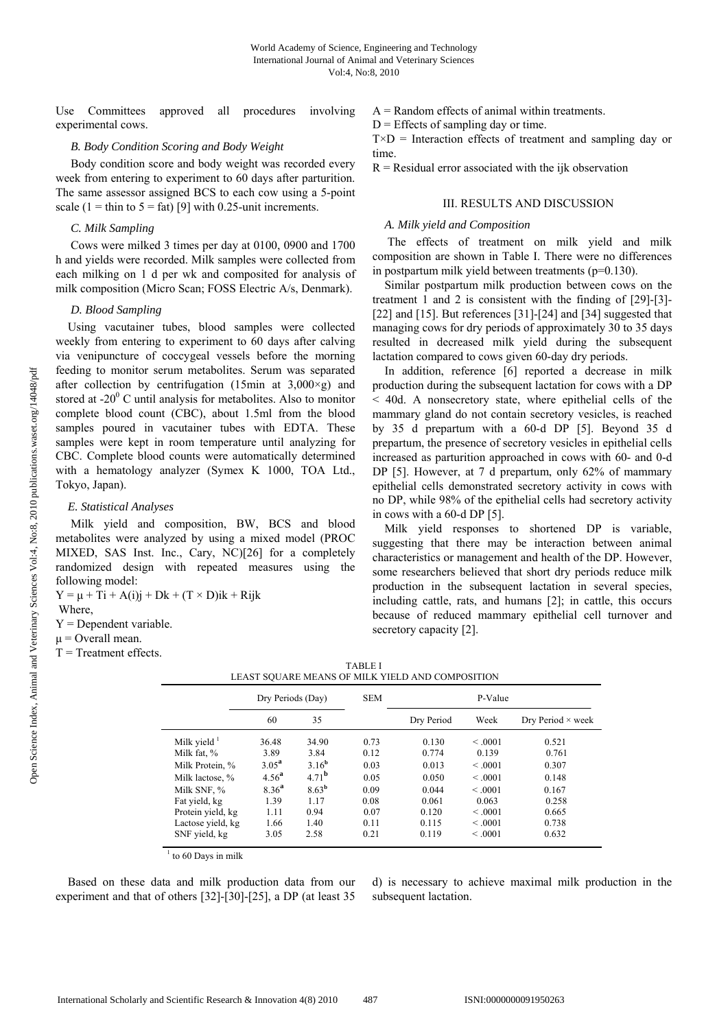Use Committees approved all procedures involving experimental cows.

### B. Body Condition Scoring and Body Weight

Body condition score and body weight was recorded every week from entering to experiment to 60 days after parturition. The same assessor assigned BCS to each cow using a 5-point scale (1 = thin to 5 = fat) [9] with 0.25-unit increments.

### C. Milk Sampling

Cows were milked 3 times per day at 0100, 0900 and 1700 h and yields were recorded. Milk samples were collected from each milking on 1 d per wk and composited for analysis of milk composition (Micro Scan; FOSS Electric A/s, Denmark).

### D. Blood Sampling

Using vacutainer tubes, blood samples were collected weekly from entering to experiment to 60 days after calving via venipuncture of coccygeal vessels before the morning feeding to monitor serum metabolites. Serum was separated after collection by centrifugation (15min at 3,000×g) and stored at $-20^0$ C until analysis for metabolites. Also to monitor complete blood count (CBC), about 1.5ml from the blood samples poured in vacutainer tubes with EDTA. These samples were kept in room temperature until analyzing for CBC. Complete blood counts were automatically determined with a hematology analyzer (Symex K 1000, TOA Ltd., Tokyo, Japan).

### E. Statistical Analyses

Milk yield and composition, BW, BCS and blood metabolites were analyzed by using a mixed model (PROC MIXED, SAS Inst. Inc., Cary, NC)[26] for a completely randomized design with repeated measures using the following model:

$$Y = \mu + T_i + A(i)_j + D_k + (T \times D)_{ik} + R_{ijk}$$

Where,

Y = Dependent variable.

$\mu$ = Overall mean.

T = Treatment effects.

A = Random effects of animal within treatments.

D = Effects of sampling day or time.

T×D = Interaction effects of treatment and sampling day or time.

R = Residual error associated with the ijk observation

## III. RESULTS AND DISCUSSION

### A. Milk yield and Composition

The effects of treatment on milk yield and milk composition are shown in Table I. There were no differences in postpartum milk yield between treatments (p=0.130).

Similar postpartum milk production between cows on the treatment 1 and 2 is consistent with the finding of [29]-[3]-[22] and [15]. But references [31]-[24] and [34] suggested that managing cows for dry periods of approximately 30 to 35 days resulted in decreased milk yield during the subsequent lactation compared to cows given 60-day dry periods.

In addition, reference [6] reported a decrease in milk production during the subsequent lactation for cows with a DP < 40d. A nonsecretory state, where epithelial cells of the mammary gland do not contain secretory vesicles, is reached by 35 d prepartum with a 60-d DP [5]. Beyond 35 d prepartum, the presence of secretory vesicles in epithelial cells increased as parturition approached in cows with 60- and 0-d DP [5]. However, at 7 d prepartum, only 62% of mammary epithelial cells demonstrated secretory activity in cows with no DP, while 98% of the epithelial cells had secretory activity in cows with a 60-d DP [5].

Milk yield responses to shortened DP is variable, suggesting that there may be interaction between animal characteristics or management and health of the DP. However, some researchers believed that short dry periods reduce milk production in the subsequent lactation in several species, including cattle, rats, and humans [2]; in cattle, this occurs because of reduced mammary epithelial cell turnover and secretory capacity [2].

TABLE I
LEAST SQUARE MEANS OF MILK YIELD AND COMPOSITION

| | Dry Periods (Day) | | SEM | P-Value | | |
|---|---|---|---|---|---|---|
| | 60 | 35 | | Dry Period | Week | Dry Period × week |
| Milk yield [1] | 36.48 | 34.90 | 0.73 | 0.130 | < .0001 | 0.521 |
| Milk fat, % | 3.89 | 3.84 | 0.12 | 0.774 | 0.139 | 0.761 |
| Milk Protein, % | 3.05[a] | 3.16[b] | 0.03 | 0.013 | < .0001 | 0.307 |
| Milk lactose, % | 4.56[a] | 4.71[b] | 0.05 | 0.050 | < .0001 | 0.148 |
| Milk SNF, % | 8.36[a] | 8.63[b] | 0.09 | 0.044 | < .0001 | 0.167 |
| Fat yield, kg | 1.39 | 1.17 | 0.08 | 0.061 | 0.063 | 0.258 |
| Protein yield, kg | 1.11 | 0.94 | 0.07 | 0.120 | < .0001 | 0.665 |
| Lactose yield, kg | 1.66 | 1.40 | 0.11 | 0.115 | < .0001 | 0.738 |
| SNF yield, kg | 3.05 | 2.58 | 0.21 | 0.119 | < .0001 | 0.632 |

[1] to 60 Days in milk

Based on these data and milk production data from our experiment and that of others [32]-[30]-[25], a DP (at least 35 d) is necessary to achieve maximal milk production in the subsequent lactation.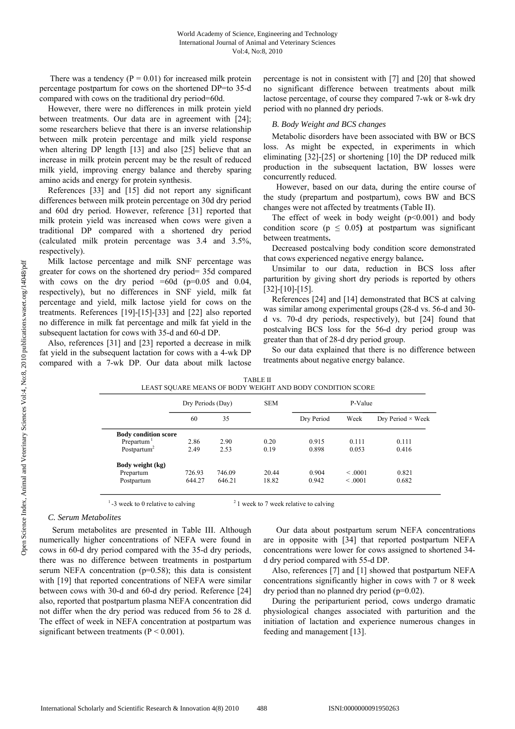There was a tendency ($P = 0.01$) for increased milk protein percentage postpartum for cows on the shortened DP=to 35-d compared with cows on the traditional dry period=60d.

However, there were no differences in milk protein yield between treatments. Our data are in agreement with [24]; some researchers believe that there is an inverse relationship between milk protein percentage and milk yield response when altering DP length [13] and also [25] believe that an increase in milk protein percent may be the result of reduced milk yield, improving energy balance and thereby sparing amino acids and energy for protein synthesis.

References [33] and [15] did not report any significant differences between milk protein percentage on 30d dry period and 60d dry period. However, reference [31] reported that milk protein yield was increased when cows were given a traditional DP compared with a shortened dry period (calculated milk protein percentage was 3.4 and 3.5%, respectively).

Milk lactose percentage and milk SNF percentage was greater for cows on the shortened dry period= 35d compared with cows on the dry period =60d (p=0.05 and 0.04, respectively), but no differences in SNF yield, milk fat percentage and yield, milk lactose yield for cows on the treatments. References [19]-[15]-[33] and [22] also reported no difference in milk fat percentage and milk fat yield in the subsequent lactation for cows with 35-d and 60-d DP.

Also, references [31] and [23] reported a decrease in milk fat yield in the subsequent lactation for cows with a 4-wk DP compared with a 7-wk DP. Our data about milk lactose percentage is not in consistent with [7] and [20] that showed no significant difference between treatments about milk lactose percentage, of course they compared 7-wk or 8-wk dry period with no planned dry periods.

### *B. Body Weight and BCS changes*

Metabolic disorders have been associated with BW or BCS loss. As might be expected, in experiments in which eliminating [32]-[25] or shortening [10] the DP reduced milk production in the subsequent lactation, BW losses were concurrently reduced.

However, based on our data, during the entire course of the study (prepartum and postpartum), cows BW and BCS changes were not affected by treatments (Table II).

The effect of week in body weight ($p<0.001$) and body condition score ($p \leq 0.05$) at postpartum was significant between treatments**.**

Decreased postcalving body condition score demonstrated that cows experienced negative energy balance**.**

Unsimilar to our data, reduction in BCS loss after parturition by giving short dry periods is reported by others [32]-[10]-[15].

References [24] and [14] demonstrated that BCS at calving was similar among experimental groups (28-d vs. 56-d and 30-d vs. 70-d dry periods, respectively), but [24] found that postcalving BCS loss for the 56-d dry period group was greater than that of 28-d dry period group.

So our data explained that there is no difference between treatments about negative energy balance.

TABLE II
LEAST SQUARE MEANS OF BODY WEIGHT AND BODY CONDITION SCORE

| | Dry Periods (Day) | | SEM | P-Value | | |
|---|---|---|---|---|---|---|
| | 60 | 35 | | Dry Period | Week | Dry Period × Week |
| **Body condition score** | | | | | | |
| Prepartum [1] | 2.86 | 2.90 | 0.20 | 0.915 | 0.111 | 0.111 |
| Postpartum [2] | 2.49 | 2.53 | 0.19 | 0.898 | 0.053 | 0.416 |
| **Body weight (kg)** | | | | | | |
| Prepartum | 726.93 | 746.09 | 20.44 | 0.904 | < .0001 | 0.821 |
| Postpartum | 644.27 | 646.21 | 18.82 | 0.942 | < .0001 | 0.682 |

[1] -3 week to 0 relative to calving [2] 1 week to 7 week relative to calving

### *C. Serum Metabolites*

Serum metabolites are presented in Table III. Although numerically higher concentrations of NEFA were found in cows in 60-d dry period compared with the 35-d dry periods, there was no difference between treatments in postpartum serum NEFA concentration (p=0.58); this data is consistent with [19] that reported concentrations of NEFA were similar between cows with 30-d and 60-d dry period. Reference [24] also, reported that postpartum plasma NEFA concentration did not differ when the dry period was reduced from 56 to 28 d. The effect of week in NEFA concentration at postpartum was significant between treatments ($P < 0.001$).

Our data about postpartum serum NEFA concentrations are in opposite with [34] that reported postpartum NEFA concentrations were lower for cows assigned to shortened 34-d dry period compared with 55-d DP.

Also, references [7] and [1] showed that postpartum NEFA concentrations significantly higher in cows with 7 or 8 week dry period than no planned dry period (p=0.02).

During the periparturient period, cows undergo dramatic physiological changes associated with parturition and the initiation of lactation and experience numerous changes in feeding and management [13].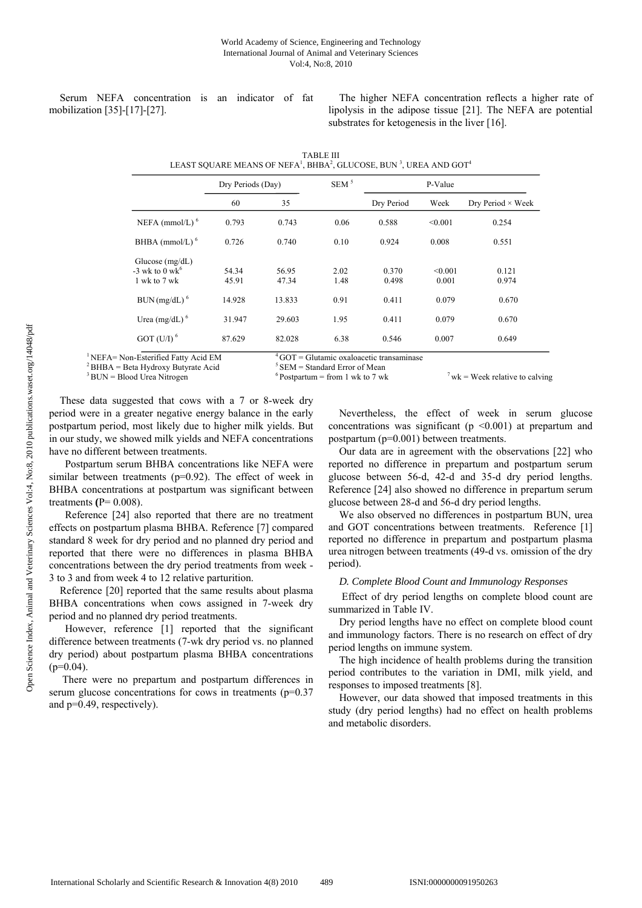Serum NEFA concentration is an indicator of fat mobilization [35]-[17]-[27].

The higher NEFA concentration reflects a higher rate of lipolysis in the adipose tissue [21]. The NEFA are potential substrates for ketogenesis in the liver [16].

TABLE III
LEAST SQUARE MEANS OF NEFA[1], BHBA[2], GLUCOSE, BUN [3], UREA AND GOT[4]

| | Dry Periods (Day) | | SEM [5] | P-Value | | |
|---|---|---|---|---|---|---|
| | 60 | 35 | | Dry Period | Week | Dry Period × Week |
| NEFA (mmol/L) [6] | 0.793 | 0.743 | 0.06 | 0.588 | <0.001 | 0.254 |
| BHBA (mmol/L) [6] | 0.726 | 0.740 | 0.10 | 0.924 | 0.008 | 0.551 |
| Glucose (mg/dL) | | | | | | |
| -3 wk to 0 wk[6] | 54.34 | 56.95 | 2.02 | 0.370 | <0.001 | 0.121 |
| 1 wk to 7 wk | 45.91 | 47.34 | 1.48 | 0.498 | 0.001 | 0.974 |
| BUN (mg/dL) [6] | 14.928 | 13.833 | 0.91 | 0.411 | 0.079 | 0.670 |
| Urea (mg/dL) [6] | 31.947 | 29.603 | 1.95 | 0.411 | 0.079 | 0.670 |
| GOT (U/l) [6] | 87.629 | 82.028 | 6.38 | 0.546 | 0.007 | 0.649 |

[1] NEFA= Non-Esterified Fatty Acid EM
[2] BHBA = Beta Hydroxy Butyrate Acid
[3] BUN = Blood Urea Nitrogen
[4] GOT = Glutamic oxaloacetic transaminase
[5] SEM = Standard Error of Mean
[6] Postpartum = from 1 wk to 7 wk
[7] wk = Week relative to calving

These data suggested that cows with a 7 or 8-week dry period were in a greater negative energy balance in the early postpartum period, most likely due to higher milk yields. But in our study, we showed milk yields and NEFA concentrations have no different between treatments.

Postpartum serum BHBA concentrations like NEFA were similar between treatments ($p=0.92$). The effect of week in BHBA concentrations at postpartum was significant between treatments **(**$P= 0.008$).

Reference [24] also reported that there are no treatment effects on postpartum plasma BHBA. Reference [7] compared standard 8 week for dry period and no planned dry period and reported that there were no differences in plasma BHBA concentrations between the dry period treatments from week -3 to 3 and from week 4 to 12 relative parturition.

Reference [20] reported that the same results about plasma BHBA concentrations when cows assigned in 7-week dry period and no planned dry period treatments.

However, reference [1] reported that the significant difference between treatments (7-wk dry period vs. no planned dry period) about postpartum plasma BHBA concentrations ($p=0.04$).

There were no prepartum and postpartum differences in serum glucose concentrations for cows in treatments ($p=0.37$ and $p=0.49$, respectively).

Nevertheless, the effect of week in serum glucose concentrations was significant ($p < 0.001$) at prepartum and postpartum ($p=0.001$) between treatments.

Our data are in agreement with the observations [22] who reported no difference in prepartum and postpartum serum glucose between 56-d, 42-d and 35-d dry period lengths. Reference [24] also showed no difference in prepartum serum glucose between 28-d and 56-d dry period lengths.

We also observed no differences in postpartum BUN, urea and GOT concentrations between treatments. Reference [1] reported no difference in prepartum and postpartum plasma urea nitrogen between treatments (49-d vs. omission of the dry period).

### *D. Complete Blood Count and Immunology Responses*

Effect of dry period lengths on complete blood count are summarized in Table IV.

Dry period lengths have no effect on complete blood count and immunology factors. There is no research on effect of dry period lengths on immune system.

The high incidence of health problems during the transition period contributes to the variation in DMI, milk yield, and responses to imposed treatments [8].

However, our data showed that imposed treatments in this study (dry period lengths) had no effect on health problems and metabolic disorders.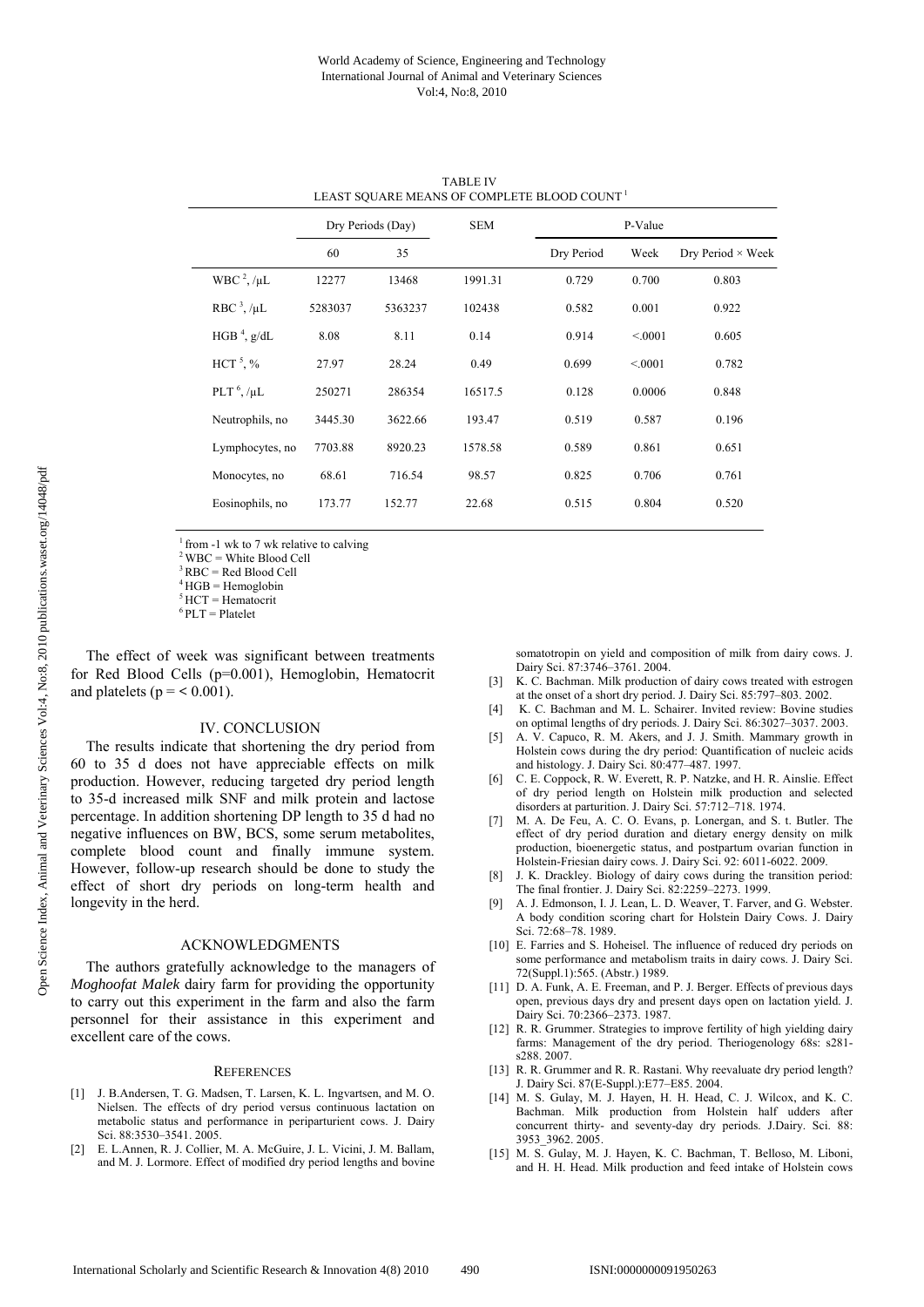TABLE IV
LEAST SQUARE MEANS OF COMPLETE BLOOD COUNT [1]

| | Dry Periods (Day) | | SEM | P-Value | | |
|---|---|---|---|---|---|---|
| | 60 | 35 | | Dry Period | Week | Dry Period × Week |
| WBC [2], /μL | 12277 | 13468 | 1991.31 | 0.729 | 0.700 | 0.803 |
| RBC [3], /μL | 5283037 | 5363237 | 102438 | 0.582 | 0.001 | 0.922 |
| HGB [4], g/dL | 8.08 | 8.11 | 0.14 | 0.914 | <.0001 | 0.605 |
| HCT [5], % | 27.97 | 28.24 | 0.49 | 0.699 | <.0001 | 0.782 |
| PLT [6], /μL | 250271 | 286354 | 16517.5 | 0.128 | 0.0006 | 0.848 |
| Neutrophils, no | 3445.30 | 3622.66 | 193.47 | 0.519 | 0.587 | 0.196 |
| Lymphocytes, no | 7703.88 | 8920.23 | 1578.58 | 0.589 | 0.861 | 0.651 |
| Monocytes, no | 68.61 | 716.54 | 98.57 | 0.825 | 0.706 | 0.761 |
| Eosinophils, no | 173.77 | 152.77 | 22.68 | 0.515 | 0.804 | 0.520 |

[1] from -1 wk to 7 wk relative to calving
[2] WBC = White Blood Cell
[3] RBC = Red Blood Cell
[4] HGB = Hemoglobin
[5] HCT = Hematocrit
[6] PLT = Platelet

The effect of week was significant between treatments for Red Blood Cells ($p=0.001$), Hemoglobin, Hematocrit and platelets ($p = < 0.001$).

## IV. CONCLUSION

The results indicate that shortening the dry period from 60 to 35 d does not have appreciable effects on milk production. However, reducing targeted dry period length to 35-d increased milk SNF and milk protein and lactose percentage. In addition shortening DP length to 35 d had no negative influences on BW, BCS, some serum metabolites, complete blood count and finally immune system. However, follow-up research should be done to study the effect of short dry periods on long-term health and longevity in the herd.

## ACKNOWLEDGMENTS

The authors gratefully acknowledge to the managers of *Moghoofat Malek* dairy farm for providing the opportunity to carry out this experiment in the farm and also the farm personnel for their assistance in this experiment and excellent care of the cows.

## REFERENCES

[1] J. B.Andersen, T. G. Madsen, T. Larsen, K. L. Ingvartsen, and M. O. Nielsen. The effects of dry period versus continuous lactation on metabolic status and performance in periparturient cows. J. Dairy Sci. 88:3530–3541. 2005.

[2] E. L.Annen, R. J. Collier, M. A. McGuire, J. L. Vicini, J. M. Ballam, and M. J. Lormore. Effect of modified dry period lengths and bovine somatotropin on yield and composition of milk from dairy cows. J. Dairy Sci. 87:3746–3761. 2004.

[3] K. C. Bachman. Milk production of dairy cows treated with estrogen at the onset of a short dry period. J. Dairy Sci. 85:797–803. 2002.

[4] K. C. Bachman and M. L. Schairer. Invited review: Bovine studies on optimal lengths of dry periods. J. Dairy Sci. 86:3027–3037. 2003.

[5] A. V. Capuco, R. M. Akers, and J. J. Smith. Mammary growth in Holstein cows during the dry period: Quantification of nucleic acids and histology. J. Dairy Sci. 80:477–487. 1997.

[6] C. E. Coppock, R. W. Everett, R. P. Natzke, and H. R. Ainslie. Effect of dry period length on Holstein milk production and selected disorders at parturition. J. Dairy Sci. 57:712–718. 1974.

[7] M. A. De Feu, A. C. O. Evans, p. Lonergan, and S. t. Butler. The effect of dry period duration and dietary energy density on milk production, bioenergetic status, and postpartum ovarian function in Holstein-Friesian dairy cows. J. Dairy Sci. 92: 6011-6022. 2009.

[8] J. K. Drackley. Biology of dairy cows during the transition period: The final frontier. J. Dairy Sci. 82:2259–2273. 1999.

[9] A. J. Edmonson, I. J. Lean, L. D. Weaver, T. Farver, and G. Webster. A body condition scoring chart for Holstein Dairy Cows. J. Dairy Sci. 72:68–78. 1989.

[10] E. Farries and S. Hoheisel. The influence of reduced dry periods on some performance and metabolism traits in dairy cows. J. Dairy Sci. 72(Suppl.1):565. (Abstr.) 1989.

[11] D. A. Funk, A. E. Freeman, and P. J. Berger. Effects of previous days open, previous days dry and present days open on lactation yield. J. Dairy Sci. 70:2366–2373. 1987.

[12] R. R. Grummer. Strategies to improve fertility of high yielding dairy farms: Management of the dry period. Theriogenology 68s: s281-s288. 2007.

[13] R. R. Grummer and R. R. Rastani. Why reevaluate dry period length? J. Dairy Sci. 87(E-Suppl.):E77–E85. 2004.

[14] M. S. Gulay, M. J. Hayen, H. H. Head, C. J. Wilcox, and K. C. Bachman. Milk production from Holstein half udders after concurrent thirty- and seventy-day dry periods. J.Dairy. Sci. 88: 3953_3962. 2005.

[15] M. S. Gulay, M. J. Hayen, K. C. Bachman, T. Belloso, M. Liboni, and H. H. Head. Milk production and feed intake of Holstein cows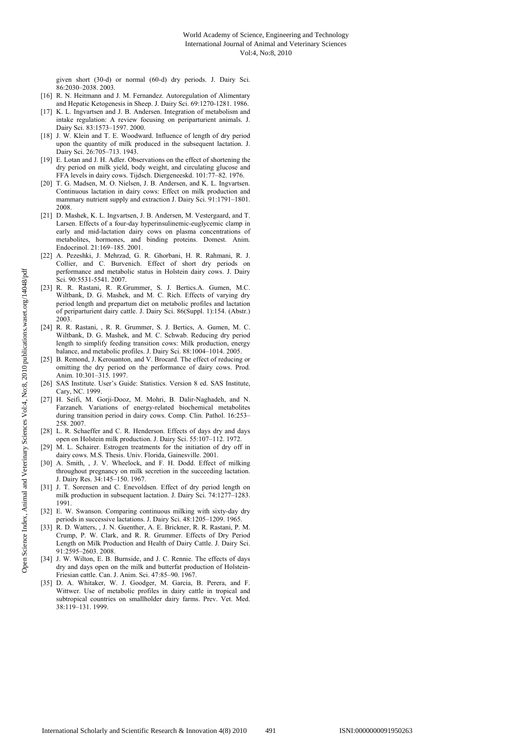given short (30-d) or normal (60-d) dry periods. J. Dairy Sci. 86:2030–2038. 2003.

[16] R. N. Heitmann and J. M. Fernandez. Autoregulation of Alimentary and Hepatic Ketogenesis in Sheep. J. Dairy Sci. 69:1270-1281. 1986.

[17] K. L. Ingvartsen and J. B. Andersen. Integration of metabolism and intake regulation: A review focusing on periparturient animals. J. Dairy Sci. 83:1573–1597. 2000.

[18] J. W. Klein and T. E. Woodward. Influence of length of dry period upon the quantity of milk produced in the subsequent lactation. J. Dairy Sci. 26:705–713. 1943.

[19] E. Lotan and J. H. Adler. Observations on the effect of shortening the dry period on milk yield, body weight, and circulating glucose and FFA levels in dairy cows. Tijdsch. Diergeneeskd. 101:77–82. 1976.

[20] T. G. Madsen, M. O. Nielsen, J. B. Andersen, and K. L. Ingvartsen. Continuous lactation in dairy cows: Effect on milk production and mammary nutrient supply and extraction J. Dairy Sci. 91:1791–1801. 2008.

[21] D. Mashek, K. L. Ingvartsen, J. B. Andersen, M. Vestergaard, and T. Larsen. Effects of a four-day hyperinsulinemic-euglycemic clamp in early and mid-lactation dairy cows on plasma concentrations of metabolites, hormones, and binding proteins. Domest. Anim. Endocrinol. 21:169–185. 2001.

[22] A. Pezeshki, J. Mehrzad, G. R. Ghorbani, H. R. Rahmani, R. J. Collier, and C. Burvenich. Effect of short dry periods on performance and metabolic status in Holstein dairy cows. J. Dairy Sci. 90:5531-5541. 2007.

[23] R. R. Rastani, R. R.Grummer, S. J. Bertics.A. Gumen, M.C. Wiltbank, D. G. Mashek, and M. C. Rich. Effects of varying dry period length and prepartum diet on metabolic profiles and lactation of periparturient dairy cattle. J. Dairy Sci. 86(Suppl. 1):154. (Abstr.) 2003.

[24] R. R. Rastani, , R. R. Grummer, S. J. Bertics, A. Gumen, M. C. Wiltbank, D. G. Mashek, and M. C. Schwab. Reducing dry period length to simplify feeding transition cows: Milk production, energy balance, and metabolic profiles. J. Dairy Sci. 88:1004–1014. 2005.

[25] B. Remond, J. Kerouanton, and V. Brocard. The effect of reducing or omitting the dry period on the performance of dairy cows. Prod. Anim. 10:301–315. 1997.

[26] SAS Institute. User's Guide: Statistics. Version 8 ed. SAS Institute, Cary, NC. 1999.

[27] H. Seifi, M. Gorji-Dooz, M. Mohri, B. Dalir-Naghadeh, and N. Farzaneh. Variations of energy-related biochemical metabolites during transition period in dairy cows. Comp. Clin. Pathol. 16:253–258. 2007.

[28] L. R. Schaeffer and C. R. Henderson. Effects of days dry and days open on Holstein milk production. J. Dairy Sci. 55:107–112. 1972.

[29] M. L. Schairer. Estrogen treatments for the initiation of dry off in dairy cows. M.S. Thesis. Univ. Florida, Gainesville. 2001.

[30] A. Smith, , J. V. Wheelock, and F. H. Dodd. Effect of milking throughout pregnancy on milk secretion in the succeeding lactation. J. Dairy Res. 34:145–150. 1967.

[31] J. T. Sorensen and C. Enevoldsen. Effect of dry period length on milk production in subsequent lactation. J. Dairy Sci. 74:1277–1283. 1991.

[32] E. W. Swanson. Comparing continuous milking with sixty-day dry periods in successive lactations. J. Dairy Sci. 48:1205–1209. 1965.

[33] R. D. Watters, , J. N. Guenther, A. E. Brickner, R. R. Rastani, P. M. Crump, P. W. Clark, and R. R. Grummer. Effects of Dry Period Length on Milk Production and Health of Dairy Cattle. J. Dairy Sci. 91:2595–2603. 2008.

[34] J. W. Wilton, E. B. Burnside, and J. C. Rennie. The effects of days dry and days open on the milk and butterfat production of Holstein-Friesian cattle. Can. J. Anim. Sci. 47:85–90. 1967.

[35] D. A. Whitaker, W. J. Goodger, M. Garcia, B. Perera, and F. Wittwer. Use of metabolic profiles in dairy cattle in tropical and subtropical countries on smallholder dairy farms. Prev. Vet. Med. 38:119–131. 1999.